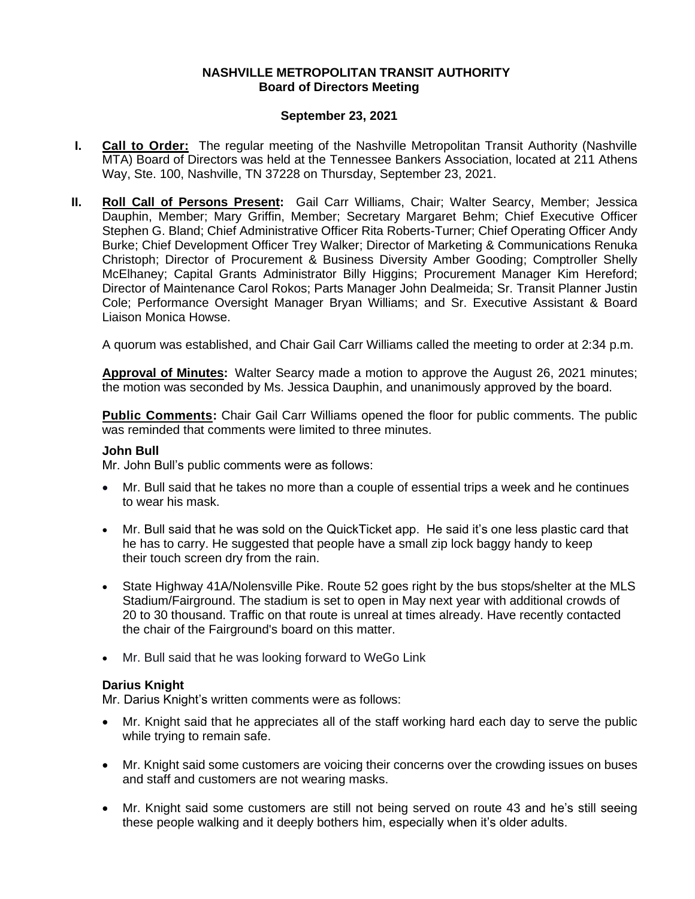# NASHVILLE METROPOLITAN TRANSIT AUTHORITY
## Board of Directors Meeting

**September 23, 2021**

**I. Call to Order:** The regular meeting of the Nashville Metropolitan Transit Authority (Nashville MTA) Board of Directors was held at the Tennessee Bankers Association, located at 211 Athens Way, Ste. 100, Nashville, TN 37228 on Thursday, September 23, 2021.

**II. Roll Call of Persons Present:** Gail Carr Williams, Chair; Walter Searcy, Member; Jessica Dauphin, Member; Mary Griffin, Member; Secretary Margaret Behm; Chief Executive Officer Stephen G. Bland; Chief Administrative Officer Rita Roberts-Turner; Chief Operating Officer Andy Burke; Chief Development Officer Trey Walker; Director of Marketing & Communications Renuka Christoph; Director of Procurement & Business Diversity Amber Gooding; Comptroller Shelly McElhaney; Capital Grants Administrator Billy Higgins; Procurement Manager Kim Hereford; Director of Maintenance Carol Rokos; Parts Manager John Dealmeida; Sr. Transit Planner Justin Cole; Performance Oversight Manager Bryan Williams; and Sr. Executive Assistant & Board Liaison Monica Howse.

A quorum was established, and Chair Gail Carr Williams called the meeting to order at 2:34 p.m.

**Approval of Minutes:** Walter Searcy made a motion to approve the August 26, 2021 minutes; the motion was seconded by Ms. Jessica Dauphin, and unanimously approved by the board.

**Public Comments:** Chair Gail Carr Williams opened the floor for public comments. The public was reminded that comments were limited to three minutes.

**John Bull**
Mr. John Bull's public comments were as follows:

- Mr. Bull said that he takes no more than a couple of essential trips a week and he continues to wear his mask.
- Mr. Bull said that he was sold on the QuickTicket app. He said it's one less plastic card that he has to carry. He suggested that people have a small zip lock baggy handy to keep their touch screen dry from the rain.
- State Highway 41A/Nolensville Pike. Route 52 goes right by the bus stops/shelter at the MLS Stadium/Fairground. The stadium is set to open in May next year with additional crowds of 20 to 30 thousand. Traffic on that route is unreal at times already. Have recently contacted the chair of the Fairground's board on this matter.
- Mr. Bull said that he was looking forward to WeGo Link

**Darius Knight**
Mr. Darius Knight's written comments were as follows:

- Mr. Knight said that he appreciates all of the staff working hard each day to serve the public while trying to remain safe.
- Mr. Knight said some customers are voicing their concerns over the crowding issues on buses and staff and customers are not wearing masks.
- Mr. Knight said some customers are still not being served on route 43 and he's still seeing these people walking and it deeply bothers him, especially when it's older adults.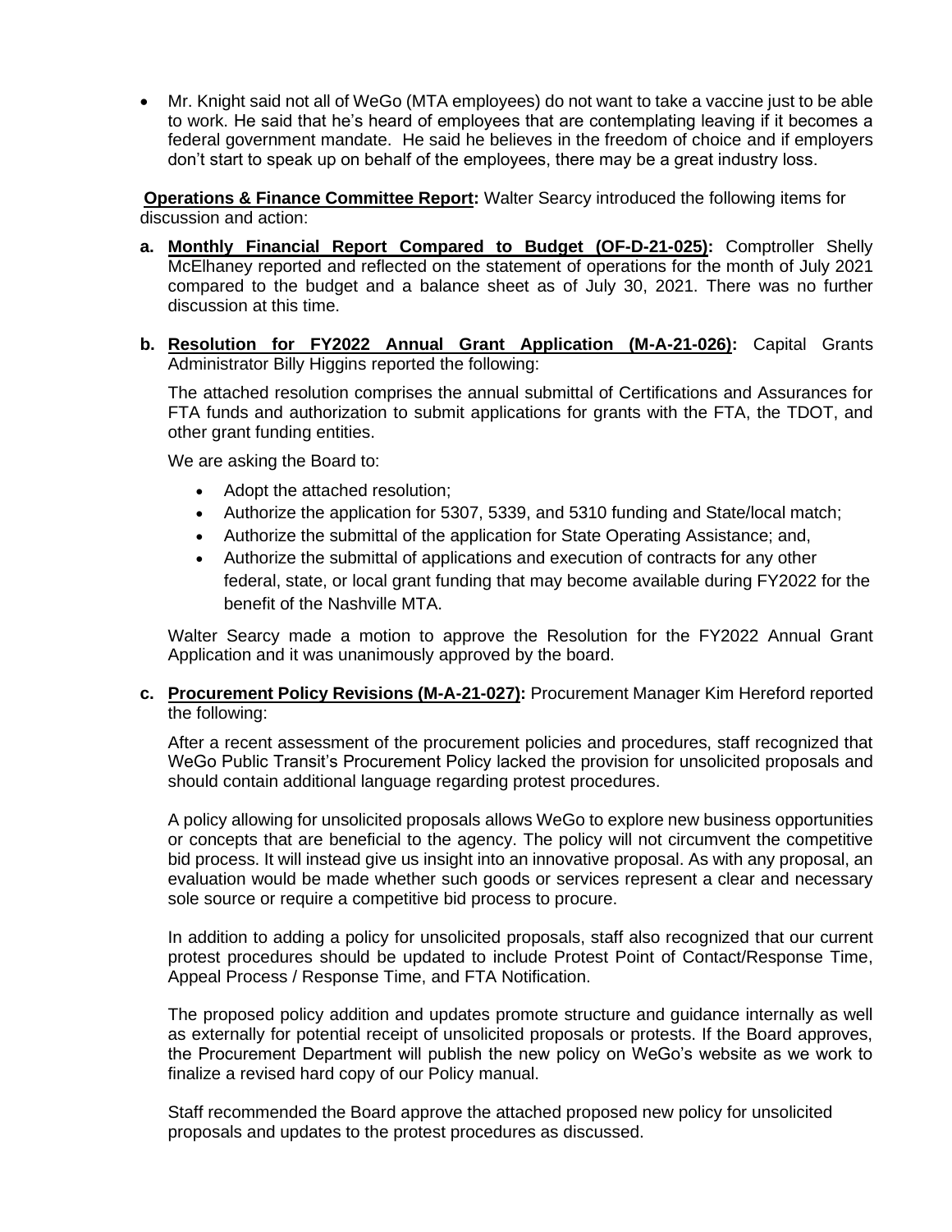- Mr. Knight said not all of WeGo (MTA employees) do not want to take a vaccine just to be able to work. He said that he's heard of employees that are contemplating leaving if it becomes a federal government mandate. He said he believes in the freedom of choice and if employers don't start to speak up on behalf of the employees, there may be a great industry loss.

**Operations & Finance Committee Report:** Walter Searcy introduced the following items for discussion and action:

**a. Monthly Financial Report Compared to Budget (OF-D-21-025):** Comptroller Shelly McElhaney reported and reflected on the statement of operations for the month of July 2021 compared to the budget and a balance sheet as of July 30, 2021. There was no further discussion at this time.

**b. Resolution for FY2022 Annual Grant Application (M-A-21-026):** Capital Grants Administrator Billy Higgins reported the following:

The attached resolution comprises the annual submittal of Certifications and Assurances for FTA funds and authorization to submit applications for grants with the FTA, the TDOT, and other grant funding entities.

We are asking the Board to:

- Adopt the attached resolution;
- Authorize the application for 5307, 5339, and 5310 funding and State/local match;
- Authorize the submittal of the application for State Operating Assistance; and,
- Authorize the submittal of applications and execution of contracts for any other federal, state, or local grant funding that may become available during FY2022 for the benefit of the Nashville MTA.

Walter Searcy made a motion to approve the Resolution for the FY2022 Annual Grant Application and it was unanimously approved by the board.

**c. Procurement Policy Revisions (M-A-21-027):** Procurement Manager Kim Hereford reported the following:

After a recent assessment of the procurement policies and procedures, staff recognized that WeGo Public Transit's Procurement Policy lacked the provision for unsolicited proposals and should contain additional language regarding protest procedures.

A policy allowing for unsolicited proposals allows WeGo to explore new business opportunities or concepts that are beneficial to the agency. The policy will not circumvent the competitive bid process. It will instead give us insight into an innovative proposal. As with any proposal, an evaluation would be made whether such goods or services represent a clear and necessary sole source or require a competitive bid process to procure.

In addition to adding a policy for unsolicited proposals, staff also recognized that our current protest procedures should be updated to include Protest Point of Contact/Response Time, Appeal Process / Response Time, and FTA Notification.

The proposed policy addition and updates promote structure and guidance internally as well as externally for potential receipt of unsolicited proposals or protests. If the Board approves, the Procurement Department will publish the new policy on WeGo's website as we work to finalize a revised hard copy of our Policy manual.

Staff recommended the Board approve the attached proposed new policy for unsolicited proposals and updates to the protest procedures as discussed.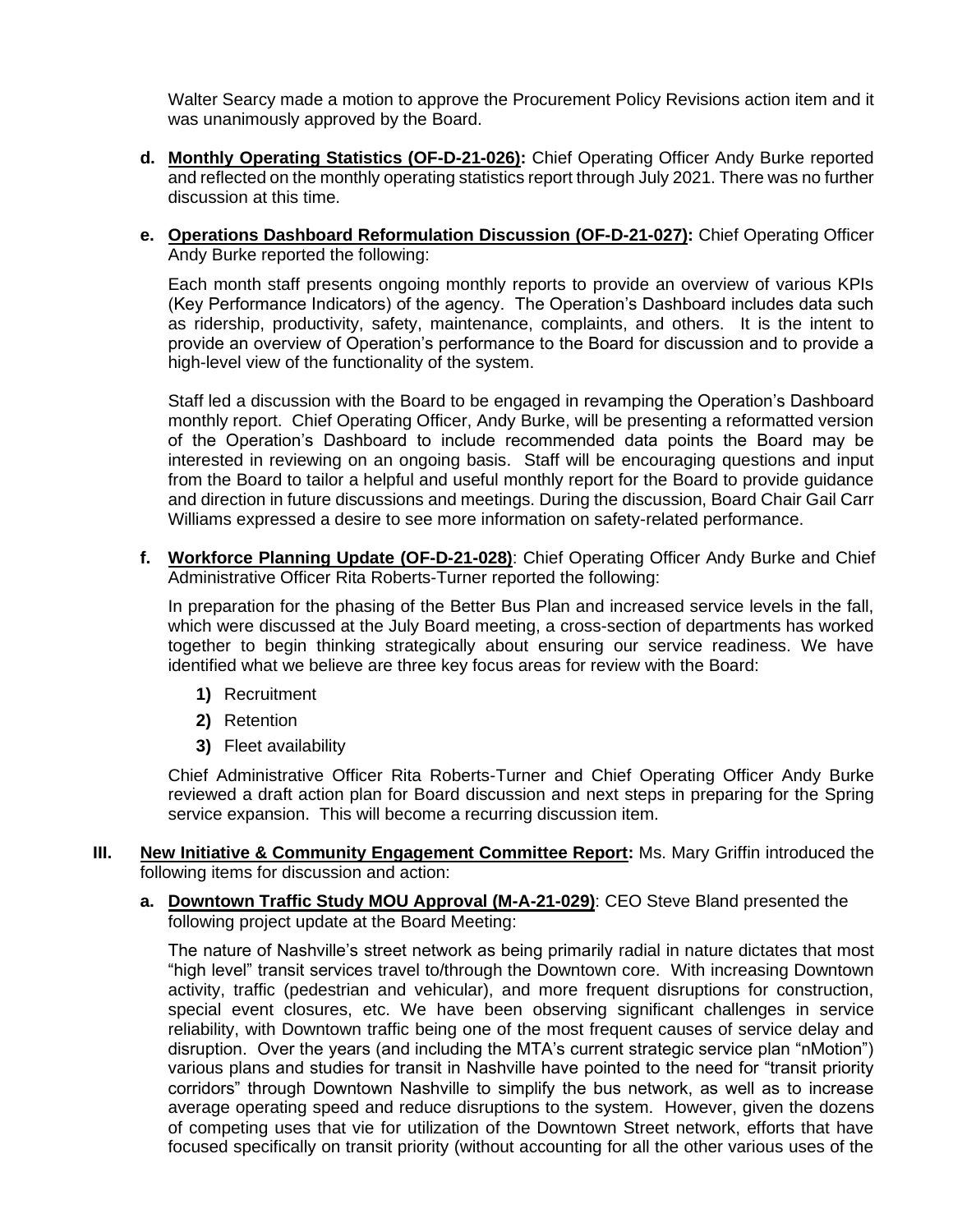Walter Searcy made a motion to approve the Procurement Policy Revisions action item and it was unanimously approved by the Board.

**d. <u>Monthly Operating Statistics (OF-D-21-026)</u>:** Chief Operating Officer Andy Burke reported and reflected on the monthly operating statistics report through July 2021. There was no further discussion at this time.

**e. <u>Operations Dashboard Reformulation Discussion (OF-D-21-027)</u>:** Chief Operating Officer Andy Burke reported the following:

Each month staff presents ongoing monthly reports to provide an overview of various KPIs (Key Performance Indicators) of the agency. The Operation's Dashboard includes data such as ridership, productivity, safety, maintenance, complaints, and others. It is the intent to provide an overview of Operation's performance to the Board for discussion and to provide a high-level view of the functionality of the system.

Staff led a discussion with the Board to be engaged in revamping the Operation's Dashboard monthly report. Chief Operating Officer, Andy Burke, will be presenting a reformatted version of the Operation's Dashboard to include recommended data points the Board may be interested in reviewing on an ongoing basis. Staff will be encouraging questions and input from the Board to tailor a helpful and useful monthly report for the Board to provide guidance and direction in future discussions and meetings. During the discussion, Board Chair Gail Carr Williams expressed a desire to see more information on safety-related performance.

**f. <u>Workforce Planning Update (OF-D-21-028)</u>**: Chief Operating Officer Andy Burke and Chief Administrative Officer Rita Roberts-Turner reported the following:

In preparation for the phasing of the Better Bus Plan and increased service levels in the fall, which were discussed at the July Board meeting, a cross-section of departments has worked together to begin thinking strategically about ensuring our service readiness. We have identified what we believe are three key focus areas for review with the Board:

**1)** Recruitment

**2)** Retention

**3)** Fleet availability

Chief Administrative Officer Rita Roberts-Turner and Chief Operating Officer Andy Burke reviewed a draft action plan for Board discussion and next steps in preparing for the Spring service expansion. This will become a recurring discussion item.

**III. <u>New Initiative & Community Engagement Committee Report</u>:** Ms. Mary Griffin introduced the following items for discussion and action:

**a. <u>Downtown Traffic Study MOU Approval (M-A-21-029)</u>**: CEO Steve Bland presented the following project update at the Board Meeting:

The nature of Nashville's street network as being primarily radial in nature dictates that most "high level" transit services travel to/through the Downtown core. With increasing Downtown activity, traffic (pedestrian and vehicular), and more frequent disruptions for construction, special event closures, etc. We have been observing significant challenges in service reliability, with Downtown traffic being one of the most frequent causes of service delay and disruption. Over the years (and including the MTA's current strategic service plan "nMotion") various plans and studies for transit in Nashville have pointed to the need for "transit priority corridors" through Downtown Nashville to simplify the bus network, as well as to increase average operating speed and reduce disruptions to the system. However, given the dozens of competing uses that vie for utilization of the Downtown Street network, efforts that have focused specifically on transit priority (without accounting for all the other various uses of the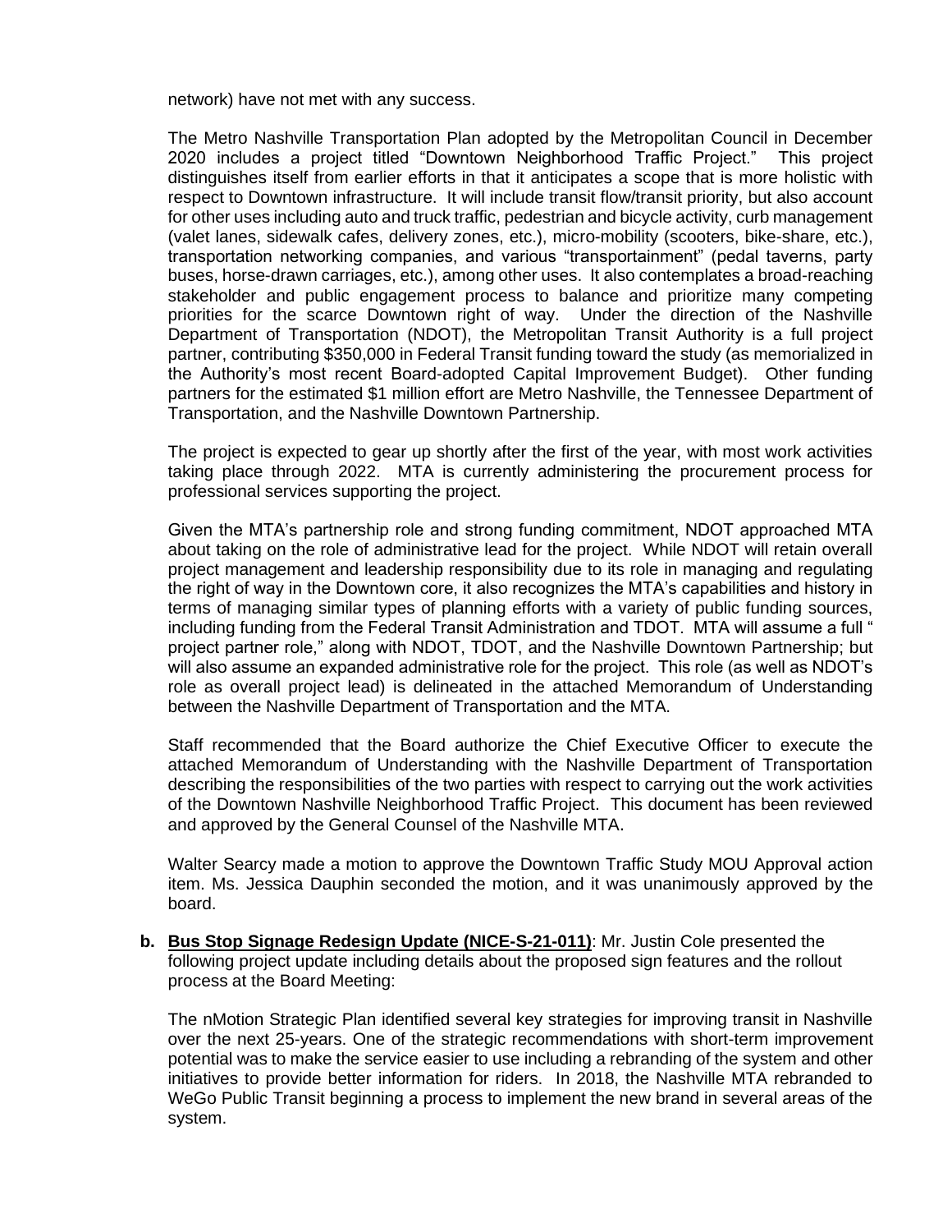network) have not met with any success.

The Metro Nashville Transportation Plan adopted by the Metropolitan Council in December 2020 includes a project titled "Downtown Neighborhood Traffic Project." This project distinguishes itself from earlier efforts in that it anticipates a scope that is more holistic with respect to Downtown infrastructure. It will include transit flow/transit priority, but also account for other uses including auto and truck traffic, pedestrian and bicycle activity, curb management (valet lanes, sidewalk cafes, delivery zones, etc.), micro-mobility (scooters, bike-share, etc.), transportation networking companies, and various "transportainment" (pedal taverns, party buses, horse-drawn carriages, etc.), among other uses. It also contemplates a broad-reaching stakeholder and public engagement process to balance and prioritize many competing priorities for the scarce Downtown right of way. Under the direction of the Nashville Department of Transportation (NDOT), the Metropolitan Transit Authority is a full project partner, contributing $350,000 in Federal Transit funding toward the study (as memorialized in the Authority's most recent Board-adopted Capital Improvement Budget). Other funding partners for the estimated $1 million effort are Metro Nashville, the Tennessee Department of Transportation, and the Nashville Downtown Partnership.

The project is expected to gear up shortly after the first of the year, with most work activities taking place through 2022. MTA is currently administering the procurement process for professional services supporting the project.

Given the MTA's partnership role and strong funding commitment, NDOT approached MTA about taking on the role of administrative lead for the project. While NDOT will retain overall project management and leadership responsibility due to its role in managing and regulating the right of way in the Downtown core, it also recognizes the MTA's capabilities and history in terms of managing similar types of planning efforts with a variety of public funding sources, including funding from the Federal Transit Administration and TDOT. MTA will assume a full " project partner role," along with NDOT, TDOT, and the Nashville Downtown Partnership; but will also assume an expanded administrative role for the project. This role (as well as NDOT's role as overall project lead) is delineated in the attached Memorandum of Understanding between the Nashville Department of Transportation and the MTA.

Staff recommended that the Board authorize the Chief Executive Officer to execute the attached Memorandum of Understanding with the Nashville Department of Transportation describing the responsibilities of the two parties with respect to carrying out the work activities of the Downtown Nashville Neighborhood Traffic Project. This document has been reviewed and approved by the General Counsel of the Nashville MTA.

Walter Searcy made a motion to approve the Downtown Traffic Study MOU Approval action item. Ms. Jessica Dauphin seconded the motion, and it was unanimously approved by the board.

**b. <u>Bus Stop Signage Redesign Update (NICE-S-21-011)</u>**: Mr. Justin Cole presented the following project update including details about the proposed sign features and the rollout process at the Board Meeting:

The nMotion Strategic Plan identified several key strategies for improving transit in Nashville over the next 25-years. One of the strategic recommendations with short-term improvement potential was to make the service easier to use including a rebranding of the system and other initiatives to provide better information for riders. In 2018, the Nashville MTA rebranded to WeGo Public Transit beginning a process to implement the new brand in several areas of the system.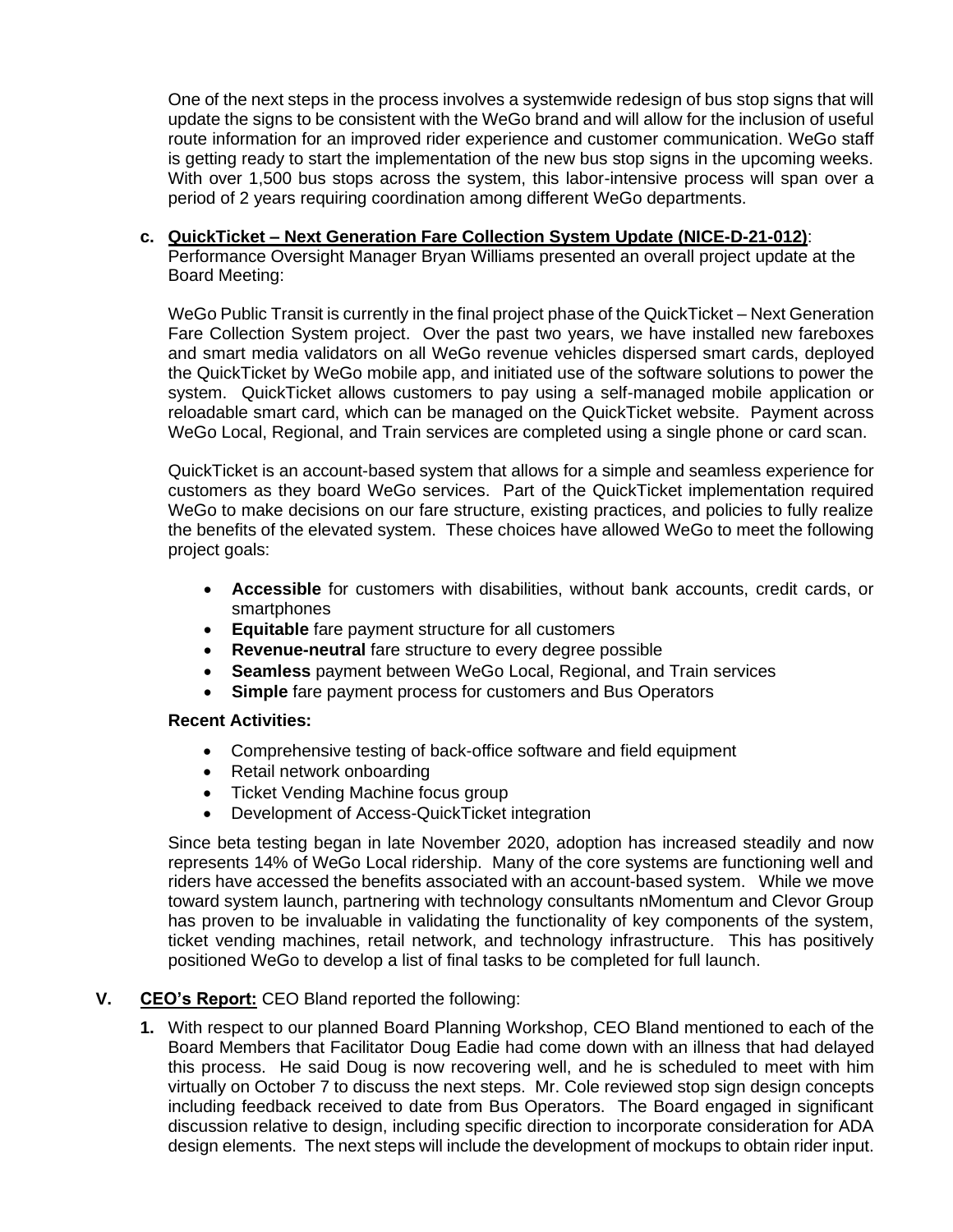One of the next steps in the process involves a systemwide redesign of bus stop signs that will update the signs to be consistent with the WeGo brand and will allow for the inclusion of useful route information for an improved rider experience and customer communication. WeGo staff is getting ready to start the implementation of the new bus stop signs in the upcoming weeks. With over 1,500 bus stops across the system, this labor-intensive process will span over a period of 2 years requiring coordination among different WeGo departments.

**c. <u>QuickTicket – Next Generation Fare Collection System Update (NICE-D-21-012)</u>**: Performance Oversight Manager Bryan Williams presented an overall project update at the Board Meeting:

WeGo Public Transit is currently in the final project phase of the QuickTicket – Next Generation Fare Collection System project. Over the past two years, we have installed new fareboxes and smart media validators on all WeGo revenue vehicles dispersed smart cards, deployed the QuickTicket by WeGo mobile app, and initiated use of the software solutions to power the system. QuickTicket allows customers to pay using a self-managed mobile application or reloadable smart card, which can be managed on the QuickTicket website. Payment across WeGo Local, Regional, and Train services are completed using a single phone or card scan.

QuickTicket is an account-based system that allows for a simple and seamless experience for customers as they board WeGo services. Part of the QuickTicket implementation required WeGo to make decisions on our fare structure, existing practices, and policies to fully realize the benefits of the elevated system. These choices have allowed WeGo to meet the following project goals:

- **Accessible** for customers with disabilities, without bank accounts, credit cards, or smartphones
- **Equitable** fare payment structure for all customers
- **Revenue-neutral** fare structure to every degree possible
- **Seamless** payment between WeGo Local, Regional, and Train services
- **Simple** fare payment process for customers and Bus Operators

**Recent Activities:**

- Comprehensive testing of back-office software and field equipment
- Retail network onboarding
- Ticket Vending Machine focus group
- Development of Access-QuickTicket integration

Since beta testing began in late November 2020, adoption has increased steadily and now represents 14% of WeGo Local ridership. Many of the core systems are functioning well and riders have accessed the benefits associated with an account-based system. While we move toward system launch, partnering with technology consultants nMomentum and Clevor Group has proven to be invaluable in validating the functionality of key components of the system, ticket vending machines, retail network, and technology infrastructure. This has positively positioned WeGo to develop a list of final tasks to be completed for full launch.

**V. <u>CEO's Report:</u>** CEO Bland reported the following:

**1.** With respect to our planned Board Planning Workshop, CEO Bland mentioned to each of the Board Members that Facilitator Doug Eadie had come down with an illness that had delayed this process. He said Doug is now recovering well, and he is scheduled to meet with him virtually on October 7 to discuss the next steps. Mr. Cole reviewed stop sign design concepts including feedback received to date from Bus Operators. The Board engaged in significant discussion relative to design, including specific direction to incorporate consideration for ADA design elements. The next steps will include the development of mockups to obtain rider input.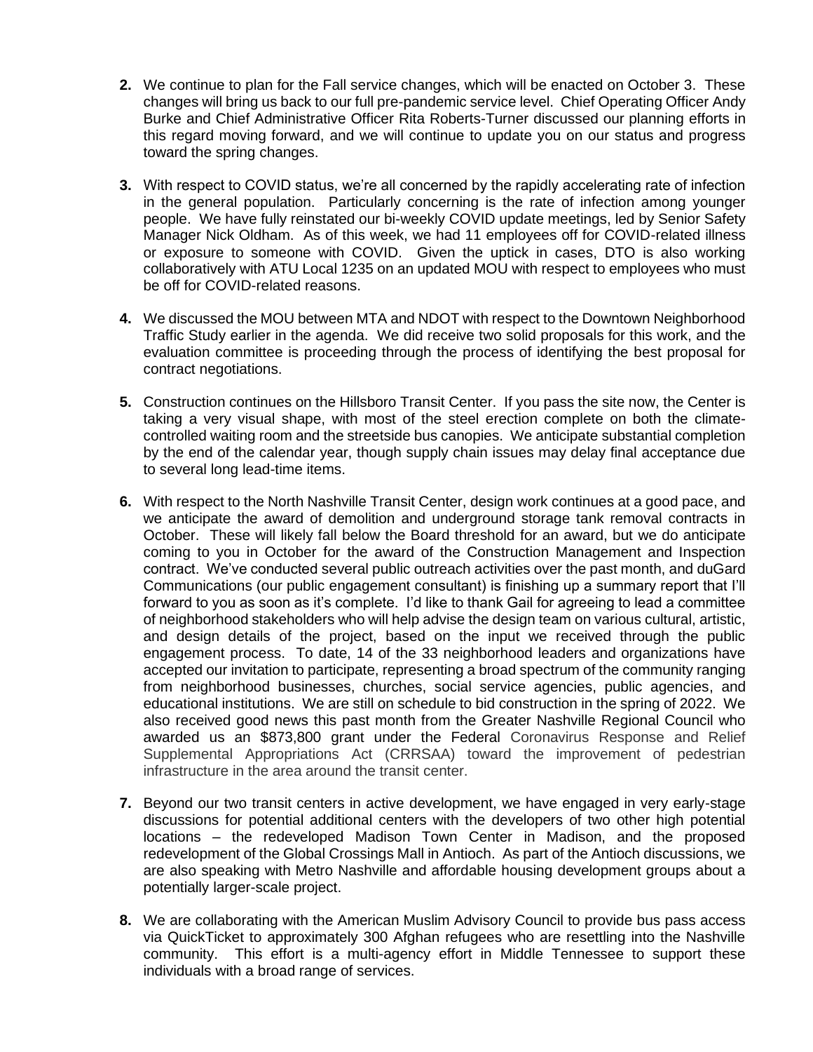2. We continue to plan for the Fall service changes, which will be enacted on October 3. These changes will bring us back to our full pre-pandemic service level. Chief Operating Officer Andy Burke and Chief Administrative Officer Rita Roberts-Turner discussed our planning efforts in this regard moving forward, and we will continue to update you on our status and progress toward the spring changes.

3. With respect to COVID status, we're all concerned by the rapidly accelerating rate of infection in the general population. Particularly concerning is the rate of infection among younger people. We have fully reinstated our bi-weekly COVID update meetings, led by Senior Safety Manager Nick Oldham. As of this week, we had 11 employees off for COVID-related illness or exposure to someone with COVID. Given the uptick in cases, DTO is also working collaboratively with ATU Local 1235 on an updated MOU with respect to employees who must be off for COVID-related reasons.

4. We discussed the MOU between MTA and NDOT with respect to the Downtown Neighborhood Traffic Study earlier in the agenda. We did receive two solid proposals for this work, and the evaluation committee is proceeding through the process of identifying the best proposal for contract negotiations.

5. Construction continues on the Hillsboro Transit Center. If you pass the site now, the Center is taking a very visual shape, with most of the steel erection complete on both the climate-controlled waiting room and the streetside bus canopies. We anticipate substantial completion by the end of the calendar year, though supply chain issues may delay final acceptance due to several long lead-time items.

6. With respect to the North Nashville Transit Center, design work continues at a good pace, and we anticipate the award of demolition and underground storage tank removal contracts in October. These will likely fall below the Board threshold for an award, but we do anticipate coming to you in October for the award of the Construction Management and Inspection contract. We've conducted several public outreach activities over the past month, and duGard Communications (our public engagement consultant) is finishing up a summary report that I'll forward to you as soon as it's complete. I'd like to thank Gail for agreeing to lead a committee of neighborhood stakeholders who will help advise the design team on various cultural, artistic, and design details of the project, based on the input we received through the public engagement process. To date, 14 of the 33 neighborhood leaders and organizations have accepted our invitation to participate, representing a broad spectrum of the community ranging from neighborhood businesses, churches, social service agencies, public agencies, and educational institutions. We are still on schedule to bid construction in the spring of 2022. We also received good news this past month from the Greater Nashville Regional Council who awarded us an $873,800 grant under the Federal Coronavirus Response and Relief Supplemental Appropriations Act (CRRSAA) toward the improvement of pedestrian infrastructure in the area around the transit center.

7. Beyond our two transit centers in active development, we have engaged in very early-stage discussions for potential additional centers with the developers of two other high potential locations – the redeveloped Madison Town Center in Madison, and the proposed redevelopment of the Global Crossings Mall in Antioch. As part of the Antioch discussions, we are also speaking with Metro Nashville and affordable housing development groups about a potentially larger-scale project.

8. We are collaborating with the American Muslim Advisory Council to provide bus pass access via QuickTicket to approximately 300 Afghan refugees who are resettling into the Nashville community. This effort is a multi-agency effort in Middle Tennessee to support these individuals with a broad range of services.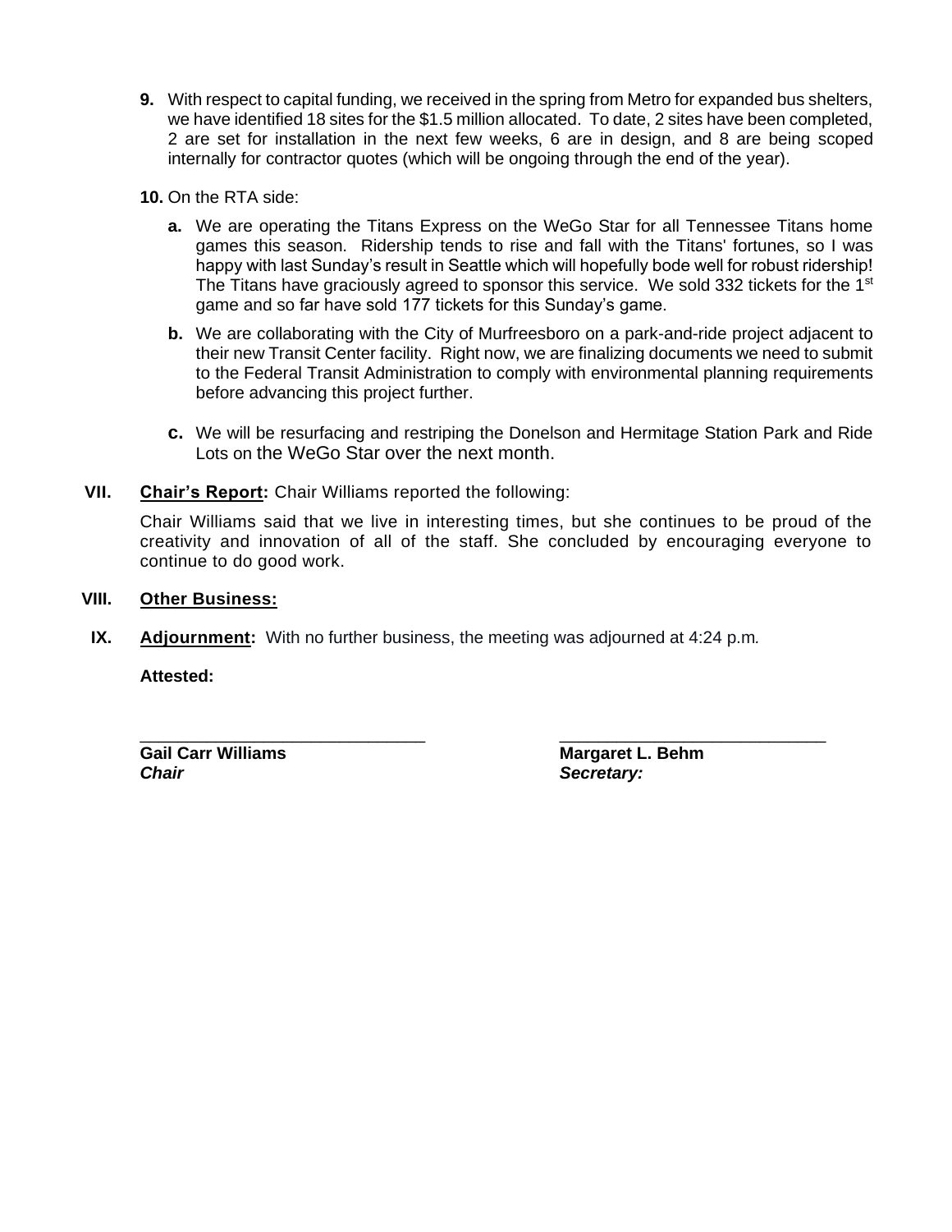9. With respect to capital funding, we received in the spring from Metro for expanded bus shelters, we have identified 18 sites for the $1.5 million allocated. To date, 2 sites have been completed, 2 are set for installation in the next few weeks, 6 are in design, and 8 are being scoped internally for contractor quotes (which will be ongoing through the end of the year).

10. On the RTA side:

    a. We are operating the Titans Express on the WeGo Star for all Tennessee Titans home games this season. Ridership tends to rise and fall with the Titans' fortunes, so I was happy with last Sunday's result in Seattle which will hopefully bode well for robust ridership! The Titans have graciously agreed to sponsor this service. We sold 332 tickets for the 1st game and so far have sold 177 tickets for this Sunday's game.

    b. We are collaborating with the City of Murfreesboro on a park-and-ride project adjacent to their new Transit Center facility. Right now, we are finalizing documents we need to submit to the Federal Transit Administration to comply with environmental planning requirements before advancing this project further.

    c. We will be resurfacing and restriping the Donelson and Hermitage Station Park and Ride Lots on the WeGo Star over the next month.

**VII. Chair's Report:** Chair Williams reported the following:

Chair Williams said that we live in interesting times, but she continues to be proud of the creativity and innovation of all of the staff. She concluded by encouraging everyone to continue to do good work.

**VIII. Other Business:**

**IX. Adjournment:** With no further business, the meeting was adjourned at 4:24 p.m.

**Attested:**

_______________________________ _______________________________

**Gail Carr Williams** **Margaret L. Behm**
***Chair*** ***Secretary:***